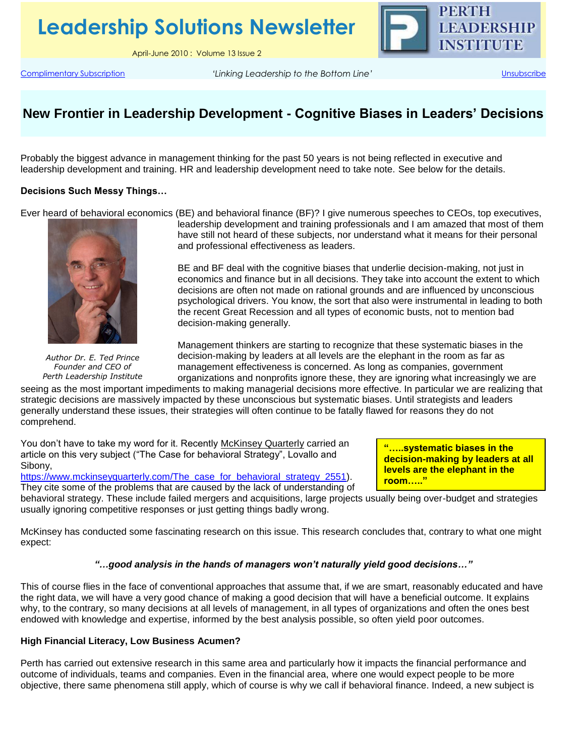# Leadership Solutions Newsletter

April-June 2010 : Volume 13 Issue 2

PERTH LEADERSHIP INSTITUTE

Complimentary Subscription | *'Linking Leadership to the Bottom Line'* | Unsubscribe

## New Frontier in Leadership Development - Cognitive Biases in Leaders' Decisions

Probably the biggest advance in management thinking for the past 50 years is not being reflected in executive and leadership development and training. HR and leadership development need to take note. See below for the details.

### Decisions Such Messy Things…

Ever heard of behavioral economics (BE) and behavioral finance (BF)? I give numerous speeches to CEOs, top executives, leadership development and training professionals and I am amazed that most of them have still not heard of these subjects, nor understand what it means for their personal and professional effectiveness as leaders.

*Author Dr. E. Ted Prince*
*Founder and CEO of*
*Perth Leadership Institute*

BE and BF deal with the cognitive biases that underlie decision-making, not just in economics and finance but in all decisions. They take into account the extent to which decisions are often not made on rational grounds and are influenced by unconscious psychological drivers. You know, the sort that also were instrumental in leading to both the recent Great Recession and all types of economic busts, not to mention bad decision-making generally.

Management thinkers are starting to recognize that these systematic biases in the decision-making by leaders at all levels are the elephant in the room as far as management effectiveness is concerned. As long as companies, government organizations and nonprofits ignore these, they are ignoring what increasingly we are seeing as the most important impediments to making managerial decisions more effective. In particular we are realizing that strategic decisions are massively impacted by these unconscious but systematic biases. Until strategists and leaders generally understand these issues, their strategies will often continue to be fatally flawed for reasons they do not comprehend.

> **"…..systematic biases in the decision-making by leaders at all levels are the elephant in the room….."**

You don't have to take my word for it. Recently McKinsey Quarterly carried an article on this very subject ("The Case for behavioral Strategy", Lovallo and Sibony, https://www.mckinseyquarterly.com/The_case_for_behavioral_strategy_2551). They cite some of the problems that are caused by the lack of understanding of behavioral strategy. These include failed mergers and acquisitions, large projects usually being over-budget and strategies usually ignoring competitive responses or just getting things badly wrong.

McKinsey has conducted some fascinating research on this issue. This research concludes that, contrary to what one might expect:

***"…good analysis in the hands of managers won't naturally yield good decisions…"***

This of course flies in the face of conventional approaches that assume that, if we are smart, reasonably educated and have the right data, we will have a very good chance of making a good decision that will have a beneficial outcome. It explains why, to the contrary, so many decisions at all levels of management, in all types of organizations and often the ones best endowed with knowledge and expertise, informed by the best analysis possible, so often yield poor outcomes.

### High Financial Literacy, Low Business Acumen?

Perth has carried out extensive research in this same area and particularly how it impacts the financial performance and outcome of individuals, teams and companies. Even in the financial area, where one would expect people to be more objective, there same phenomena still apply, which of course is why we call if behavioral finance. Indeed, a new subject is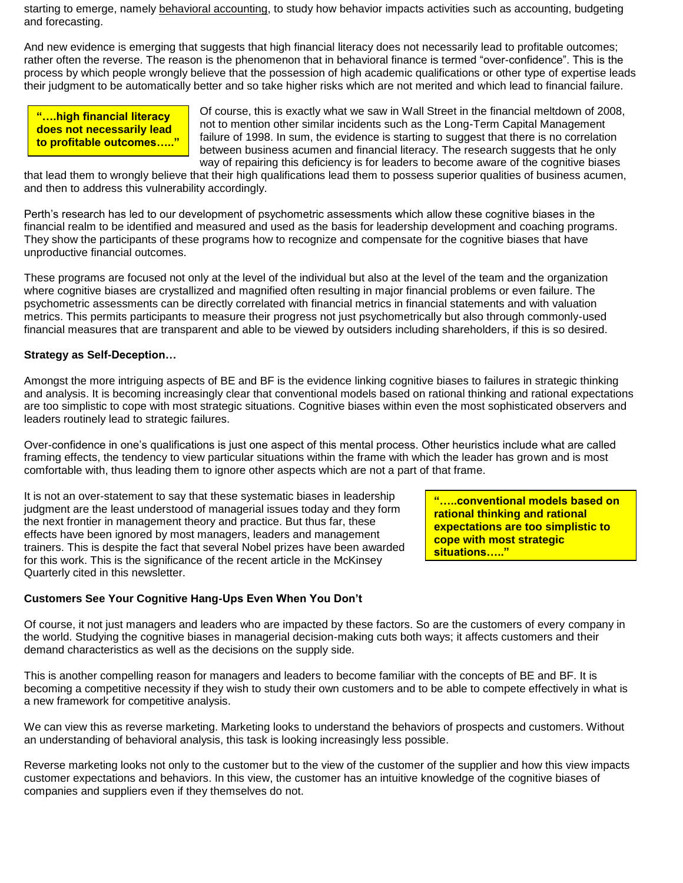starting to emerge, namely behavioral accounting, to study how behavior impacts activities such as accounting, budgeting and forecasting.

And new evidence is emerging that suggests that high financial literacy does not necessarily lead to profitable outcomes; rather often the reverse. The reason is the phenomenon that in behavioral finance is termed "over-confidence". This is the process by which people wrongly believe that the possession of high academic qualifications or other type of expertise leads their judgment to be automatically better and so take higher risks which are not merited and which lead to financial failure.

> **"….high financial literacy does not necessarily lead to profitable outcomes….."**

Of course, this is exactly what we saw in Wall Street in the financial meltdown of 2008, not to mention other similar incidents such as the Long-Term Capital Management failure of 1998. In sum, the evidence is starting to suggest that there is no correlation between business acumen and financial literacy. The research suggests that he only way of repairing this deficiency is for leaders to become aware of the cognitive biases that lead them to wrongly believe that their high qualifications lead them to possess superior qualities of business acumen, and then to address this vulnerability accordingly.

Perth's research has led to our development of psychometric assessments which allow these cognitive biases in the financial realm to be identified and measured and used as the basis for leadership development and coaching programs. They show the participants of these programs how to recognize and compensate for the cognitive biases that have unproductive financial outcomes.

These programs are focused not only at the level of the individual but also at the level of the team and the organization where cognitive biases are crystallized and magnified often resulting in major financial problems or even failure. The psychometric assessments can be directly correlated with financial metrics in financial statements and with valuation metrics. This permits participants to measure their progress not just psychometrically but also through commonly-used financial measures that are transparent and able to be viewed by outsiders including shareholders, if this is so desired.

**Strategy as Self-Deception…**

Amongst the more intriguing aspects of BE and BF is the evidence linking cognitive biases to failures in strategic thinking and analysis. It is becoming increasingly clear that conventional models based on rational thinking and rational expectations are too simplistic to cope with most strategic situations. Cognitive biases within even the most sophisticated observers and leaders routinely lead to strategic failures.

Over-confidence in one's qualifications is just one aspect of this mental process. Other heuristics include what are called framing effects, the tendency to view particular situations within the frame with which the leader has grown and is most comfortable with, thus leading them to ignore other aspects which are not a part of that frame.

It is not an over-statement to say that these systematic biases in leadership judgment are the least understood of managerial issues today and they form the next frontier in management theory and practice. But thus far, these effects have been ignored by most managers, leaders and management trainers. This is despite the fact that several Nobel prizes have been awarded for this work. This is the significance of the recent article in the McKinsey Quarterly cited in this newsletter.

> **"…..conventional models based on rational thinking and rational expectations are too simplistic to cope with most strategic situations….."**

**Customers See Your Cognitive Hang-Ups Even When You Don't**

Of course, it not just managers and leaders who are impacted by these factors. So are the customers of every company in the world. Studying the cognitive biases in managerial decision-making cuts both ways; it affects customers and their demand characteristics as well as the decisions on the supply side.

This is another compelling reason for managers and leaders to become familiar with the concepts of BE and BF. It is becoming a competitive necessity if they wish to study their own customers and to be able to compete effectively in what is a new framework for competitive analysis.

We can view this as reverse marketing. Marketing looks to understand the behaviors of prospects and customers. Without an understanding of behavioral analysis, this task is looking increasingly less possible.

Reverse marketing looks not only to the customer but to the view of the customer of the supplier and how this view impacts customer expectations and behaviors. In this view, the customer has an intuitive knowledge of the cognitive biases of companies and suppliers even if they themselves do not.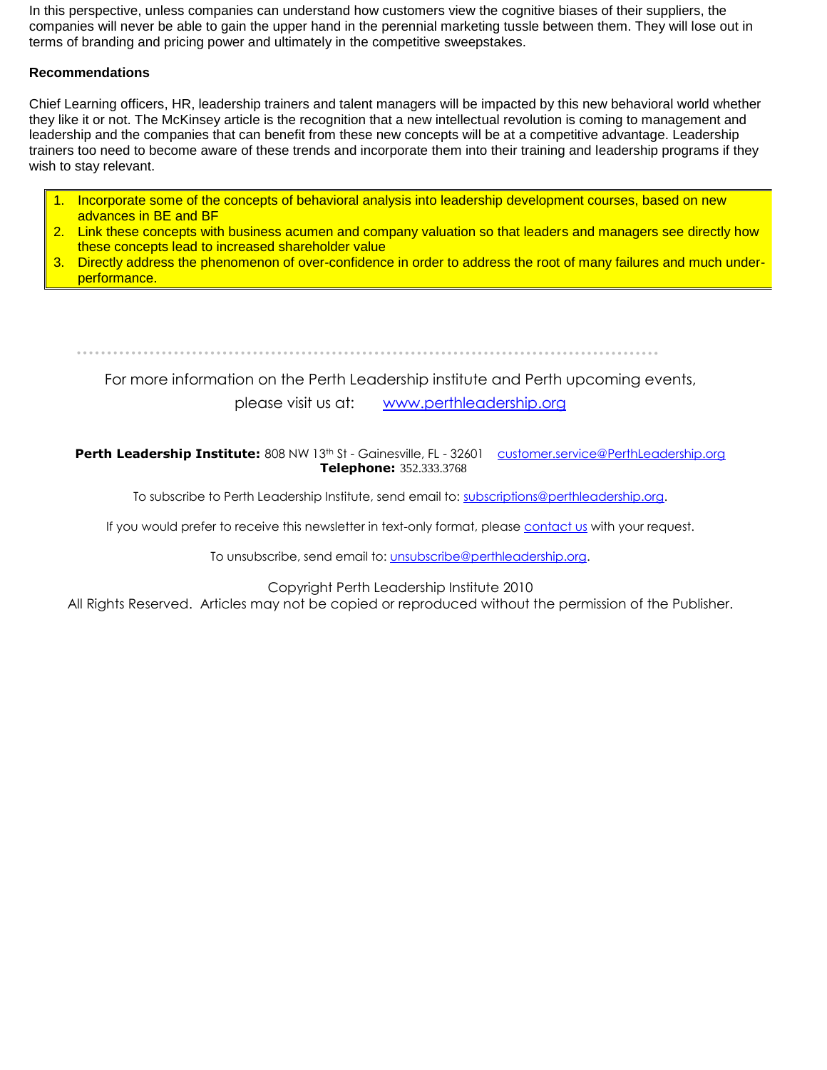In this perspective, unless companies can understand how customers view the cognitive biases of their suppliers, the companies will never be able to gain the upper hand in the perennial marketing tussle between them. They will lose out in terms of branding and pricing power and ultimately in the competitive sweepstakes.

**Recommendations**

Chief Learning officers, HR, leadership trainers and talent managers will be impacted by this new behavioral world whether they like it or not. The McKinsey article is the recognition that a new intellectual revolution is coming to management and leadership and the companies that can benefit from these new concepts will be at a competitive advantage. Leadership trainers too need to become aware of these trends and incorporate them into their training and leadership programs if they wish to stay relevant.

1. Incorporate some of the concepts of behavioral analysis into leadership development courses, based on new advances in BE and BF
2. Link these concepts with business acumen and company valuation so that leaders and managers see directly how these concepts lead to increased shareholder value
3. Directly address the phenomenon of over-confidence in order to address the root of many failures and much under-performance.

For more information on the Perth Leadership institute and Perth upcoming events, please visit us at: www.perthleadership.org

**Perth Leadership Institute:** 808 NW 13th St - Gainesville, FL - 32601 customer.service@PerthLeadership.org
**Telephone:** 352.333.3768

To subscribe to Perth Leadership Institute, send email to: subscriptions@perthleadership.org.

If you would prefer to receive this newsletter in text-only format, please contact us with your request.

To unsubscribe, send email to: unsubscribe@perthleadership.org.

Copyright Perth Leadership Institute 2010
All Rights Reserved. Articles may not be copied or reproduced without the permission of the Publisher.